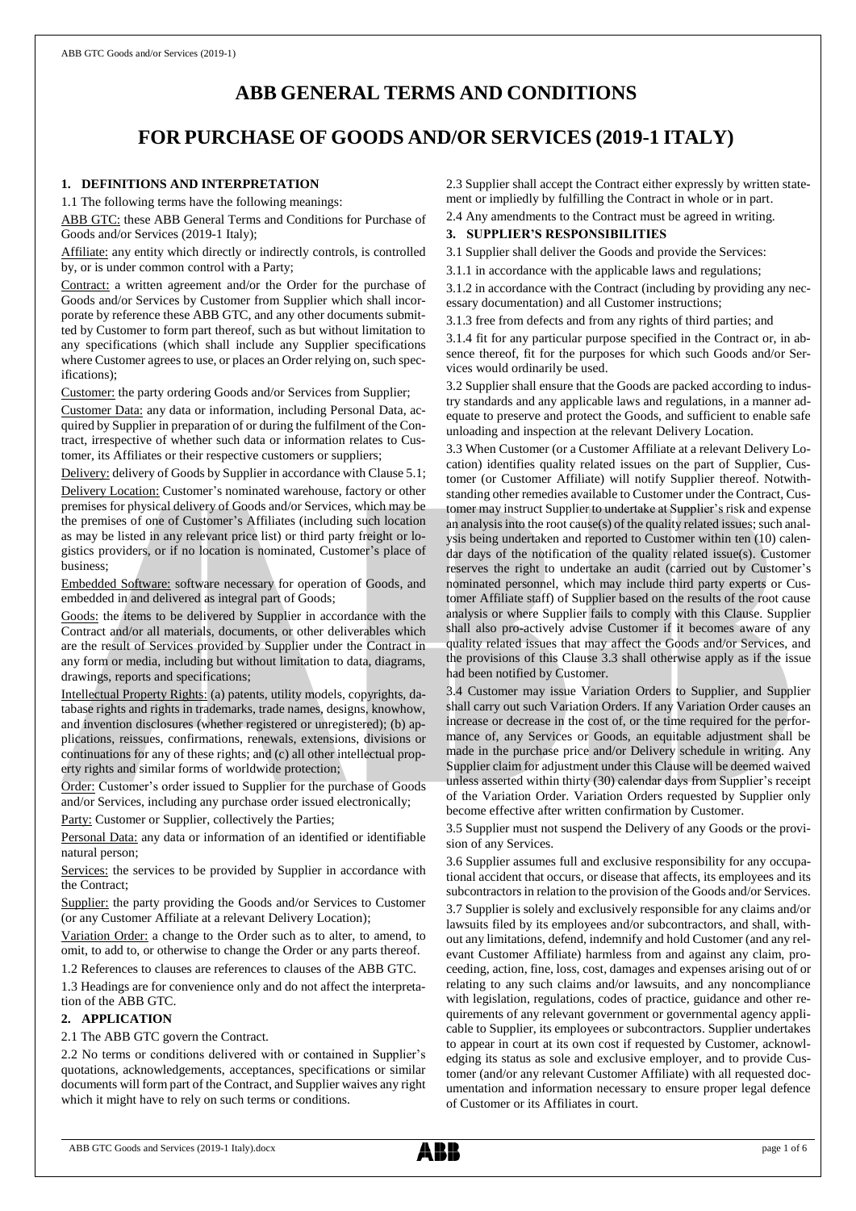# ABB GENERAL TERMS AND CONDITIONS

# FOR PURCHASE OF GOODS AND/OR SERVICES (2019-1 ITALY)

## 1. DEFINITIONS AND INTERPRETATION

1.1 The following terms have the following meanings:

ABB GTC: these ABB General Terms and Conditions for Purchase of Goods and/or Services (2019-1 Italy);

Affiliate: any entity which directly or indirectly controls, is controlled by, or is under common control with a Party;

Contract: a written agreement and/or the Order for the purchase of Goods and/or Services by Customer from Supplier which shall incorporate by reference these ABB GTC, and any other documents submitted by Customer to form part thereof, such as but without limitation to any specifications (which shall include any Supplier specifications where Customer agrees to use, or places an Order relying on, such specifications);

Customer: the party ordering Goods and/or Services from Supplier;

Customer Data: any data or information, including Personal Data, acquired by Supplier in preparation of or during the fulfilment of the Contract, irrespective of whether such data or information relates to Customer, its Affiliates or their respective customers or suppliers;

Delivery: delivery of Goods by Supplier in accordance with Clause 5.1;

Delivery Location: Customer's nominated warehouse, factory or other premises for physical delivery of Goods and/or Services, which may be the premises of one of Customer's Affiliates (including such location as may be listed in any relevant price list) or third party freight or logistics providers, or if no location is nominated, Customer's place of business;

Embedded Software: software necessary for operation of Goods, and embedded in and delivered as integral part of Goods;

Goods: the items to be delivered by Supplier in accordance with the Contract and/or all materials, documents, or other deliverables which are the result of Services provided by Supplier under the Contract in any form or media, including but without limitation to data, diagrams, drawings, reports and specifications;

Intellectual Property Rights: (a) patents, utility models, copyrights, database rights and rights in trademarks, trade names, designs, knowhow, and invention disclosures (whether registered or unregistered); (b) applications, reissues, confirmations, renewals, extensions, divisions or continuations for any of these rights; and (c) all other intellectual property rights and similar forms of worldwide protection;

Order: Customer's order issued to Supplier for the purchase of Goods and/or Services, including any purchase order issued electronically;

Party: Customer or Supplier, collectively the Parties;

Personal Data: any data or information of an identified or identifiable natural person;

Services: the services to be provided by Supplier in accordance with the Contract;

Supplier: the party providing the Goods and/or Services to Customer (or any Customer Affiliate at a relevant Delivery Location);

Variation Order: a change to the Order such as to alter, to amend, to omit, to add to, or otherwise to change the Order or any parts thereof.

1.2 References to clauses are references to clauses of the ABB GTC.

1.3 Headings are for convenience only and do not affect the interpretation of the ABB GTC.

## 2. APPLICATION

2.1 The ABB GTC govern the Contract.

2.2 No terms or conditions delivered with or contained in Supplier's quotations, acknowledgements, acceptances, specifications or similar documents will form part of the Contract, and Supplier waives any right which it might have to rely on such terms or conditions.

2.3 Supplier shall accept the Contract either expressly by written statement or impliedly by fulfilling the Contract in whole or in part.

2.4 Any amendments to the Contract must be agreed in writing.

## 3. SUPPLIER'S RESPONSIBILITIES

3.1 Supplier shall deliver the Goods and provide the Services:

3.1.1 in accordance with the applicable laws and regulations;

3.1.2 in accordance with the Contract (including by providing any necessary documentation) and all Customer instructions;

3.1.3 free from defects and from any rights of third parties; and

3.1.4 fit for any particular purpose specified in the Contract or, in absence thereof, fit for the purposes for which such Goods and/or Services would ordinarily be used.

3.2 Supplier shall ensure that the Goods are packed according to industry standards and any applicable laws and regulations, in a manner adequate to preserve and protect the Goods, and sufficient to enable safe unloading and inspection at the relevant Delivery Location.

3.3 When Customer (or a Customer Affiliate at a relevant Delivery Location) identifies quality related issues on the part of Supplier, Customer (or Customer Affiliate) will notify Supplier thereof. Notwithstanding other remedies available to Customer under the Contract, Customer may instruct Supplier to undertake at Supplier's risk and expense an analysis into the root cause(s) of the quality related issues; such analysis being undertaken and reported to Customer within ten (10) calendar days of the notification of the quality related issue(s). Customer reserves the right to undertake an audit (carried out by Customer's nominated personnel, which may include third party experts or Customer Affiliate staff) of Supplier based on the results of the root cause analysis or where Supplier fails to comply with this Clause. Supplier shall also pro-actively advise Customer if it becomes aware of any quality related issues that may affect the Goods and/or Services, and the provisions of this Clause 3.3 shall otherwise apply as if the issue had been notified by Customer.

3.4 Customer may issue Variation Orders to Supplier, and Supplier shall carry out such Variation Orders. If any Variation Order causes an increase or decrease in the cost of, or the time required for the performance of, any Services or Goods, an equitable adjustment shall be made in the purchase price and/or Delivery schedule in writing. Any Supplier claim for adjustment under this Clause will be deemed waived unless asserted within thirty (30) calendar days from Supplier's receipt of the Variation Order. Variation Orders requested by Supplier only become effective after written confirmation by Customer.

3.5 Supplier must not suspend the Delivery of any Goods or the provision of any Services.

3.6 Supplier assumes full and exclusive responsibility for any occupational accident that occurs, or disease that affects, its employees and its subcontractors in relation to the provision of the Goods and/or Services.

3.7 Supplier is solely and exclusively responsible for any claims and/or lawsuits filed by its employees and/or subcontractors, and shall, without any limitations, defend, indemnify and hold Customer (and any relevant Customer Affiliate) harmless from and against any claim, proceeding, action, fine, loss, cost, damages and expenses arising out of or relating to any such claims and/or lawsuits, and any noncompliance with legislation, regulations, codes of practice, guidance and other requirements of any relevant government or governmental agency applicable to Supplier, its employees or subcontractors. Supplier undertakes to appear in court at its own cost if requested by Customer, acknowledging its status as sole and exclusive employer, and to provide Customer (and/or any relevant Customer Affiliate) with all requested documentation and information necessary to ensure proper legal defence of Customer or its Affiliates in court.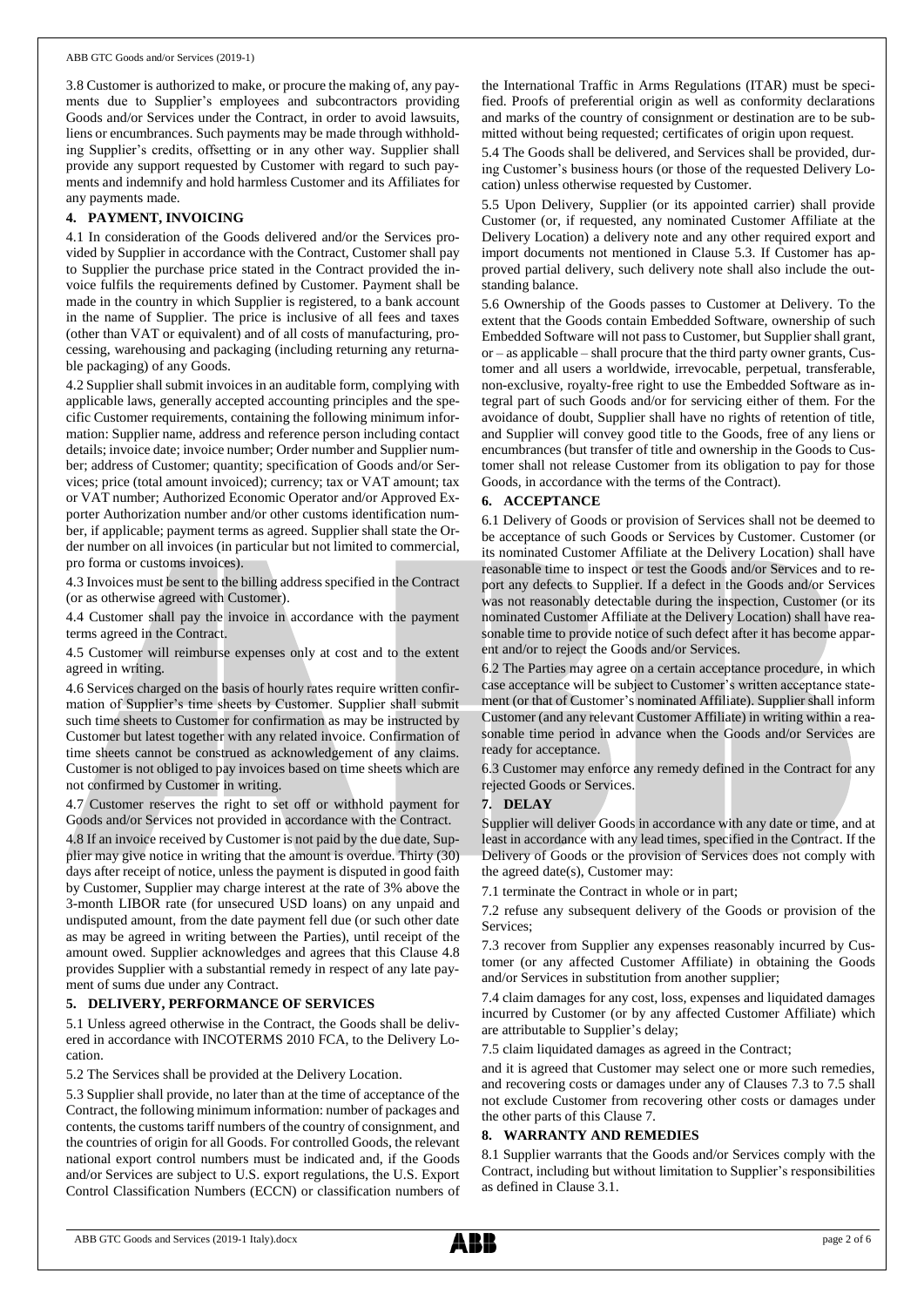3.8 Customer is authorized to make, or procure the making of, any payments due to Supplier's employees and subcontractors providing Goods and/or Services under the Contract, in order to avoid lawsuits, liens or encumbrances. Such payments may be made through withholding Supplier's credits, offsetting or in any other way. Supplier shall provide any support requested by Customer with regard to such payments and indemnify and hold harmless Customer and its Affiliates for any payments made.

## 4. PAYMENT, INVOICING

4.1 In consideration of the Goods delivered and/or the Services provided by Supplier in accordance with the Contract, Customer shall pay to Supplier the purchase price stated in the Contract provided the invoice fulfils the requirements defined by Customer. Payment shall be made in the country in which Supplier is registered, to a bank account in the name of Supplier. The price is inclusive of all fees and taxes (other than VAT or equivalent) and of all costs of manufacturing, processing, warehousing and packaging (including returning any returnable packaging) of any Goods.

4.2 Supplier shall submit invoices in an auditable form, complying with applicable laws, generally accepted accounting principles and the specific Customer requirements, containing the following minimum information: Supplier name, address and reference person including contact details; invoice date; invoice number; Order number and Supplier number; address of Customer; quantity; specification of Goods and/or Services; price (total amount invoiced); currency; tax or VAT amount; tax or VAT number; Authorized Economic Operator and/or Approved Exporter Authorization number and/or other customs identification number, if applicable; payment terms as agreed. Supplier shall state the Order number on all invoices (in particular but not limited to commercial, pro forma or customs invoices).

4.3 Invoices must be sent to the billing address specified in the Contract (or as otherwise agreed with Customer).

4.4 Customer shall pay the invoice in accordance with the payment terms agreed in the Contract.

4.5 Customer will reimburse expenses only at cost and to the extent agreed in writing.

4.6 Services charged on the basis of hourly rates require written confirmation of Supplier's time sheets by Customer. Supplier shall submit such time sheets to Customer for confirmation as may be instructed by Customer but latest together with any related invoice. Confirmation of time sheets cannot be construed as acknowledgement of any claims. Customer is not obliged to pay invoices based on time sheets which are not confirmed by Customer in writing.

4.7 Customer reserves the right to set off or withhold payment for Goods and/or Services not provided in accordance with the Contract.

4.8 If an invoice received by Customer is not paid by the due date, Supplier may give notice in writing that the amount is overdue. Thirty (30) days after receipt of notice, unless the payment is disputed in good faith by Customer, Supplier may charge interest at the rate of 3% above the 3-month LIBOR rate (for unsecured USD loans) on any unpaid and undisputed amount, from the date payment fell due (or such other date as may be agreed in writing between the Parties), until receipt of the amount owed. Supplier acknowledges and agrees that this Clause 4.8 provides Supplier with a substantial remedy in respect of any late payment of sums due under any Contract.

## 5. DELIVERY, PERFORMANCE OF SERVICES

5.1 Unless agreed otherwise in the Contract, the Goods shall be delivered in accordance with INCOTERMS 2010 FCA, to the Delivery Location.

5.2 The Services shall be provided at the Delivery Location.

5.3 Supplier shall provide, no later than at the time of acceptance of the Contract, the following minimum information: number of packages and contents, the customs tariff numbers of the country of consignment, and the countries of origin for all Goods. For controlled Goods, the relevant national export control numbers must be indicated and, if the Goods and/or Services are subject to U.S. export regulations, the U.S. Export Control Classification Numbers (ECCN) or classification numbers of the International Traffic in Arms Regulations (ITAR) must be specified. Proofs of preferential origin as well as conformity declarations and marks of the country of consignment or destination are to be submitted without being requested; certificates of origin upon request.

5.4 The Goods shall be delivered, and Services shall be provided, during Customer's business hours (or those of the requested Delivery Location) unless otherwise requested by Customer.

5.5 Upon Delivery, Supplier (or its appointed carrier) shall provide Customer (or, if requested, any nominated Customer Affiliate at the Delivery Location) a delivery note and any other required export and import documents not mentioned in Clause 5.3. If Customer has approved partial delivery, such delivery note shall also include the outstanding balance.

5.6 Ownership of the Goods passes to Customer at Delivery. To the extent that the Goods contain Embedded Software, ownership of such Embedded Software will not pass to Customer, but Supplier shall grant, or – as applicable – shall procure that the third party owner grants, Customer and all users a worldwide, irrevocable, perpetual, transferable, non-exclusive, royalty-free right to use the Embedded Software as integral part of such Goods and/or for servicing either of them. For the avoidance of doubt, Supplier shall have no rights of retention of title, and Supplier will convey good title to the Goods, free of any liens or encumbrances (but transfer of title and ownership in the Goods to Customer shall not release Customer from its obligation to pay for those Goods, in accordance with the terms of the Contract).

## 6. ACCEPTANCE

6.1 Delivery of Goods or provision of Services shall not be deemed to be acceptance of such Goods or Services by Customer. Customer (or its nominated Customer Affiliate at the Delivery Location) shall have reasonable time to inspect or test the Goods and/or Services and to report any defects to Supplier. If a defect in the Goods and/or Services was not reasonably detectable during the inspection, Customer (or its nominated Customer Affiliate at the Delivery Location) shall have reasonable time to provide notice of such defect after it has become apparent and/or to reject the Goods and/or Services.

6.2 The Parties may agree on a certain acceptance procedure, in which case acceptance will be subject to Customer's written acceptance statement (or that of Customer's nominated Affiliate). Supplier shall inform Customer (and any relevant Customer Affiliate) in writing within a reasonable time period in advance when the Goods and/or Services are ready for acceptance.

6.3 Customer may enforce any remedy defined in the Contract for any rejected Goods or Services.

## 7. DELAY

Supplier will deliver Goods in accordance with any date or time, and at least in accordance with any lead times, specified in the Contract. If the Delivery of Goods or the provision of Services does not comply with the agreed date(s), Customer may:

7.1 terminate the Contract in whole or in part;

7.2 refuse any subsequent delivery of the Goods or provision of the Services;

7.3 recover from Supplier any expenses reasonably incurred by Customer (or any affected Customer Affiliate) in obtaining the Goods and/or Services in substitution from another supplier;

7.4 claim damages for any cost, loss, expenses and liquidated damages incurred by Customer (or by any affected Customer Affiliate) which are attributable to Supplier's delay;

7.5 claim liquidated damages as agreed in the Contract;

and it is agreed that Customer may select one or more such remedies, and recovering costs or damages under any of Clauses 7.3 to 7.5 shall not exclude Customer from recovering other costs or damages under the other parts of this Clause 7.

## 8. WARRANTY AND REMEDIES

8.1 Supplier warrants that the Goods and/or Services comply with the Contract, including but without limitation to Supplier's responsibilities as defined in Clause 3.1.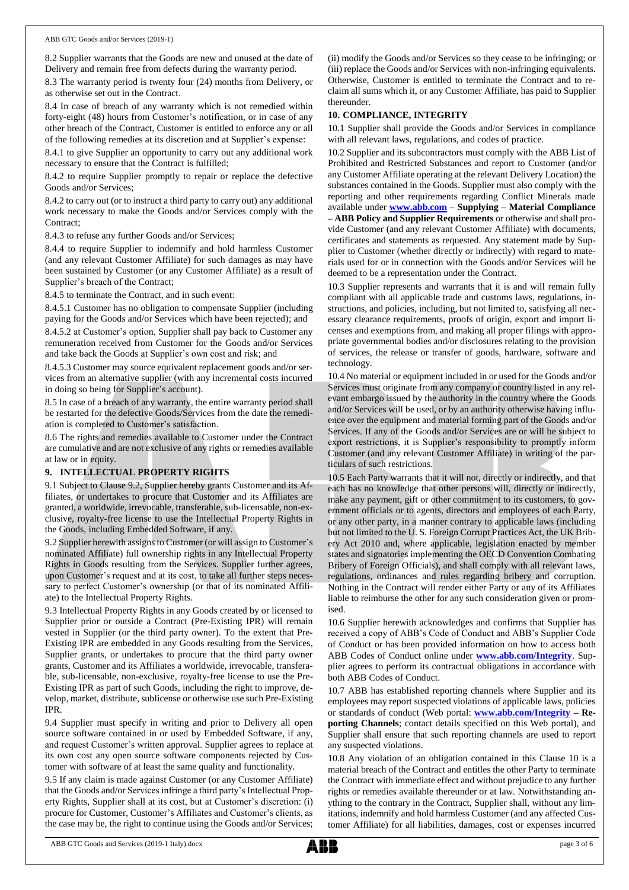8.2 Supplier warrants that the Goods are new and unused at the date of Delivery and remain free from defects during the warranty period.

8.3 The warranty period is twenty four (24) months from Delivery, or as otherwise set out in the Contract.

8.4 In case of breach of any warranty which is not remedied within forty-eight (48) hours from Customer's notification, or in case of any other breach of the Contract, Customer is entitled to enforce any or all of the following remedies at its discretion and at Supplier's expense:

8.4.1 to give Supplier an opportunity to carry out any additional work necessary to ensure that the Contract is fulfilled;

8.4.2 to require Supplier promptly to repair or replace the defective Goods and/or Services;

8.4.2 to carry out (or to instruct a third party to carry out) any additional work necessary to make the Goods and/or Services comply with the Contract;

8.4.3 to refuse any further Goods and/or Services;

8.4.4 to require Supplier to indemnify and hold harmless Customer (and any relevant Customer Affiliate) for such damages as may have been sustained by Customer (or any Customer Affiliate) as a result of Supplier's breach of the Contract;

8.4.5 to terminate the Contract, and in such event:

8.4.5.1 Customer has no obligation to compensate Supplier (including paying for the Goods and/or Services which have been rejected); and

8.4.5.2 at Customer's option, Supplier shall pay back to Customer any remuneration received from Customer for the Goods and/or Services and take back the Goods at Supplier's own cost and risk; and

8.4.5.3 Customer may source equivalent replacement goods and/or services from an alternative supplier (with any incremental costs incurred in doing so being for Supplier's account).

8.5 In case of a breach of any warranty, the entire warranty period shall be restarted for the defective Goods/Services from the date the remediation is completed to Customer's satisfaction.

8.6 The rights and remedies available to Customer under the Contract are cumulative and are not exclusive of any rights or remedies available at law or in equity.

## 9. INTELLECTUAL PROPERTY RIGHTS

9.1 Subject to Clause 9.2, Supplier hereby grants Customer and its Affiliates, or undertakes to procure that Customer and its Affiliates are granted, a worldwide, irrevocable, transferable, sub-licensable, non-exclusive, royalty-free license to use the Intellectual Property Rights in the Goods, including Embedded Software, if any.

9.2 Supplier herewith assigns to Customer (or will assign to Customer's nominated Affiliate) full ownership rights in any Intellectual Property Rights in Goods resulting from the Services. Supplier further agrees, upon Customer's request and at its cost, to take all further steps necessary to perfect Customer's ownership (or that of its nominated Affiliate) to the Intellectual Property Rights.

9.3 Intellectual Property Rights in any Goods created by or licensed to Supplier prior or outside a Contract (Pre-Existing IPR) will remain vested in Supplier (or the third party owner). To the extent that Pre-Existing IPR are embedded in any Goods resulting from the Services, Supplier grants, or undertakes to procure that the third party owner grants, Customer and its Affiliates a worldwide, irrevocable, transferable, sub-licensable, non-exclusive, royalty-free license to use the Pre-Existing IPR as part of such Goods, including the right to improve, develop, market, distribute, sublicense or otherwise use such Pre-Existing IPR.

9.4 Supplier must specify in writing and prior to Delivery all open source software contained in or used by Embedded Software, if any, and request Customer's written approval. Supplier agrees to replace at its own cost any open source software components rejected by Customer with software of at least the same quality and functionality.

9.5 If any claim is made against Customer (or any Customer Affiliate) that the Goods and/or Services infringe a third party's Intellectual Property Rights, Supplier shall at its cost, but at Customer's discretion: (i) procure for Customer, Customer's Affiliates and Customer's clients, as the case may be, the right to continue using the Goods and/or Services; (ii) modify the Goods and/or Services so they cease to be infringing; or (iii) replace the Goods and/or Services with non-infringing equivalents. Otherwise, Customer is entitled to terminate the Contract and to reclaim all sums which it, or any Customer Affiliate, has paid to Supplier thereunder.

## 10. COMPLIANCE, INTEGRITY

10.1 Supplier shall provide the Goods and/or Services in compliance with all relevant laws, regulations, and codes of practice.

10.2 Supplier and its subcontractors must comply with the ABB List of Prohibited and Restricted Substances and report to Customer (and/or any Customer Affiliate operating at the relevant Delivery Location) the substances contained in the Goods. Supplier must also comply with the reporting and other requirements regarding Conflict Minerals made available under **www.abb.com – Supplying – Material Compliance – ABB Policy and Supplier Requirements** or otherwise and shall provide Customer (and any relevant Customer Affiliate) with documents, certificates and statements as requested. Any statement made by Supplier to Customer (whether directly or indirectly) with regard to materials used for or in connection with the Goods and/or Services will be deemed to be a representation under the Contract.

10.3 Supplier represents and warrants that it is and will remain fully compliant with all applicable trade and customs laws, regulations, instructions, and policies, including, but not limited to, satisfying all necessary clearance requirements, proofs of origin, export and import licenses and exemptions from, and making all proper filings with appropriate governmental bodies and/or disclosures relating to the provision of services, the release or transfer of goods, hardware, software and technology.

10.4 No material or equipment included in or used for the Goods and/or Services must originate from any company or country listed in any relevant embargo issued by the authority in the country where the Goods and/or Services will be used, or by an authority otherwise having influence over the equipment and material forming part of the Goods and/or Services. If any of the Goods and/or Services are or will be subject to export restrictions, it is Supplier's responsibility to promptly inform Customer (and any relevant Customer Affiliate) in writing of the particulars of such restrictions.

10.5 Each Party warrants that it will not, directly or indirectly, and that each has no knowledge that other persons will, directly or indirectly, make any payment, gift or other commitment to its customers, to government officials or to agents, directors and employees of each Party, or any other party, in a manner contrary to applicable laws (including but not limited to the U. S. Foreign Corrupt Practices Act, the UK Bribery Act 2010 and, where applicable, legislation enacted by member states and signatories implementing the OECD Convention Combating Bribery of Foreign Officials), and shall comply with all relevant laws, regulations, ordinances and rules regarding bribery and corruption. Nothing in the Contract will render either Party or any of its Affiliates liable to reimburse the other for any such consideration given or promised.

10.6 Supplier herewith acknowledges and confirms that Supplier has received a copy of ABB's Code of Conduct and ABB's Supplier Code of Conduct or has been provided information on how to access both ABB Codes of Conduct online under **www.abb.com/Integrity**. Supplier agrees to perform its contractual obligations in accordance with both ABB Codes of Conduct.

10.7 ABB has established reporting channels where Supplier and its employees may report suspected violations of applicable laws, policies or standards of conduct (Web portal: **www.abb.com/Integrity – Reporting Channels**; contact details specified on this Web portal), and Supplier shall ensure that such reporting channels are used to report any suspected violations.

10.8 Any violation of an obligation contained in this Clause 10 is a material breach of the Contract and entitles the other Party to terminate the Contract with immediate effect and without prejudice to any further rights or remedies available thereunder or at law. Notwithstanding anything to the contrary in the Contract, Supplier shall, without any limitations, indemnify and hold harmless Customer (and any affected Customer Affiliate) for all liabilities, damages, cost or expenses incurred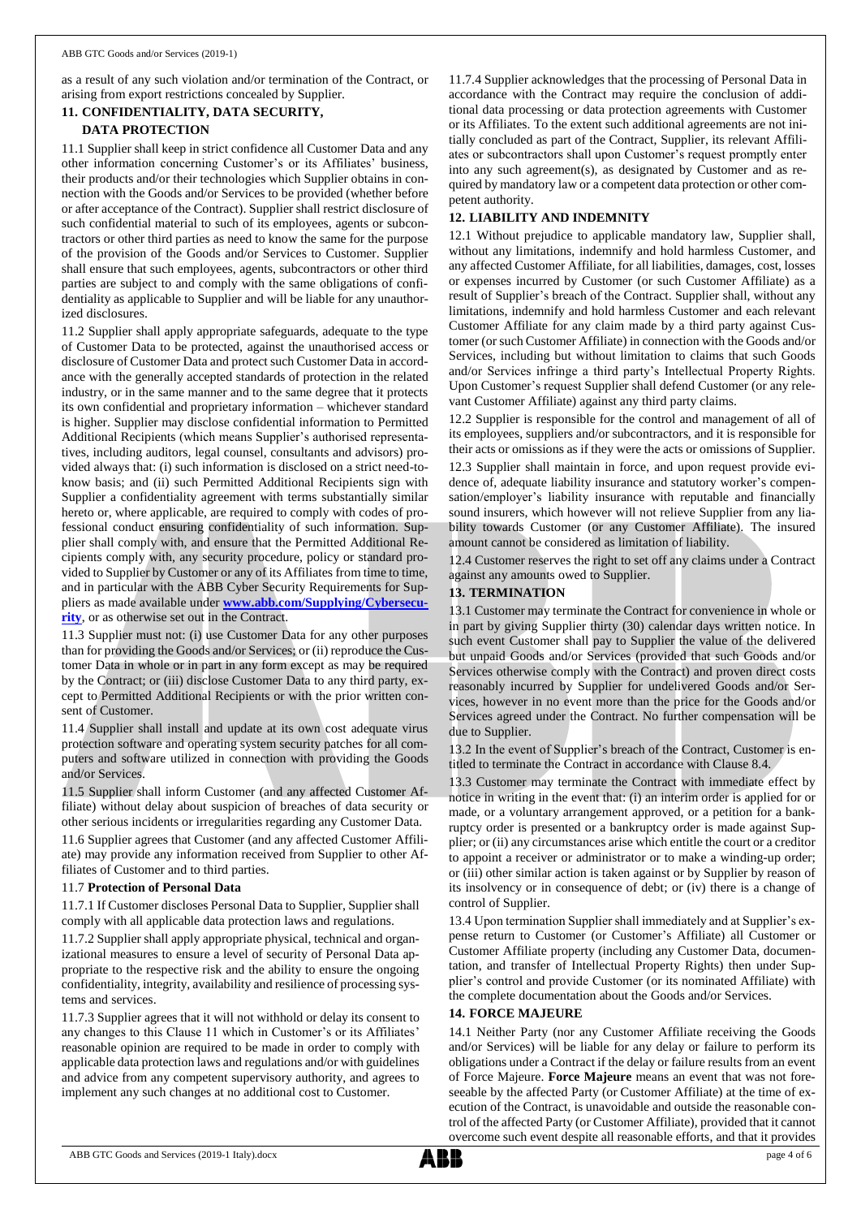as a result of any such violation and/or termination of the Contract, or arising from export restrictions concealed by Supplier.

## 11. CONFIDENTIALITY, DATA SECURITY, DATA PROTECTION

11.1 Supplier shall keep in strict confidence all Customer Data and any other information concerning Customer's or its Affiliates' business, their products and/or their technologies which Supplier obtains in connection with the Goods and/or Services to be provided (whether before or after acceptance of the Contract). Supplier shall restrict disclosure of such confidential material to such of its employees, agents or subcontractors or other third parties as need to know the same for the purpose of the provision of the Goods and/or Services to Customer. Supplier shall ensure that such employees, agents, subcontractors or other third parties are subject to and comply with the same obligations of confidentiality as applicable to Supplier and will be liable for any unauthorized disclosures.

11.2 Supplier shall apply appropriate safeguards, adequate to the type of Customer Data to be protected, against the unauthorised access or disclosure of Customer Data and protect such Customer Data in accordance with the generally accepted standards of protection in the related industry, or in the same manner and to the same degree that it protects its own confidential and proprietary information – whichever standard is higher. Supplier may disclose confidential information to Permitted Additional Recipients (which means Supplier's authorised representatives, including auditors, legal counsel, consultants and advisors) provided always that: (i) such information is disclosed on a strict need-to-know basis; and (ii) such Permitted Additional Recipients sign with Supplier a confidentiality agreement with terms substantially similar hereto or, where applicable, are required to comply with codes of professional conduct ensuring confidentiality of such information. Supplier shall comply with, and ensure that the Permitted Additional Recipients comply with, any security procedure, policy or standard provided to Supplier by Customer or any of its Affiliates from time to time, and in particular with the ABB Cyber Security Requirements for Suppliers as made available under **www.abb.com/Supplying/Cybersecurity**, or as otherwise set out in the Contract.

11.3 Supplier must not: (i) use Customer Data for any other purposes than for providing the Goods and/or Services; or (ii) reproduce the Customer Data in whole or in part in any form except as may be required by the Contract; or (iii) disclose Customer Data to any third party, except to Permitted Additional Recipients or with the prior written consent of Customer.

11.4 Supplier shall install and update at its own cost adequate virus protection software and operating system security patches for all computers and software utilized in connection with providing the Goods and/or Services.

11.5 Supplier shall inform Customer (and any affected Customer Affiliate) without delay about suspicion of breaches of data security or other serious incidents or irregularities regarding any Customer Data.

11.6 Supplier agrees that Customer (and any affected Customer Affiliate) may provide any information received from Supplier to other Affiliates of Customer and to third parties.

11.7 **Protection of Personal Data**

11.7.1 If Customer discloses Personal Data to Supplier, Supplier shall comply with all applicable data protection laws and regulations.

11.7.2 Supplier shall apply appropriate physical, technical and organizational measures to ensure a level of security of Personal Data appropriate to the respective risk and the ability to ensure the ongoing confidentiality, integrity, availability and resilience of processing systems and services.

11.7.3 Supplier agrees that it will not withhold or delay its consent to any changes to this Clause 11 which in Customer's or its Affiliates' reasonable opinion are required to be made in order to comply with applicable data protection laws and regulations and/or with guidelines and advice from any competent supervisory authority, and agrees to implement any such changes at no additional cost to Customer.

11.7.4 Supplier acknowledges that the processing of Personal Data in accordance with the Contract may require the conclusion of additional data processing or data protection agreements with Customer or its Affiliates. To the extent such additional agreements are not initially concluded as part of the Contract, Supplier, its relevant Affiliates or subcontractors shall upon Customer's request promptly enter into any such agreement(s), as designated by Customer and as required by mandatory law or a competent data protection or other competent authority.

## 12. LIABILITY AND INDEMNITY

12.1 Without prejudice to applicable mandatory law, Supplier shall, without any limitations, indemnify and hold harmless Customer, and any affected Customer Affiliate, for all liabilities, damages, cost, losses or expenses incurred by Customer (or such Customer Affiliate) as a result of Supplier's breach of the Contract. Supplier shall, without any limitations, indemnify and hold harmless Customer and each relevant Customer Affiliate for any claim made by a third party against Customer (or such Customer Affiliate) in connection with the Goods and/or Services, including but without limitation to claims that such Goods and/or Services infringe a third party's Intellectual Property Rights. Upon Customer's request Supplier shall defend Customer (or any relevant Customer Affiliate) against any third party claims.

12.2 Supplier is responsible for the control and management of all of its employees, suppliers and/or subcontractors, and it is responsible for their acts or omissions as if they were the acts or omissions of Supplier.

12.3 Supplier shall maintain in force, and upon request provide evidence of, adequate liability insurance and statutory worker's compensation/employer's liability insurance with reputable and financially sound insurers, which however will not relieve Supplier from any liability towards Customer (or any Customer Affiliate). The insured amount cannot be considered as limitation of liability.

12.4 Customer reserves the right to set off any claims under a Contract against any amounts owed to Supplier.

## 13. TERMINATION

13.1 Customer may terminate the Contract for convenience in whole or in part by giving Supplier thirty (30) calendar days written notice. In such event Customer shall pay to Supplier the value of the delivered but unpaid Goods and/or Services (provided that such Goods and/or Services otherwise comply with the Contract) and proven direct costs reasonably incurred by Supplier for undelivered Goods and/or Services, however in no event more than the price for the Goods and/or Services agreed under the Contract. No further compensation will be due to Supplier.

13.2 In the event of Supplier's breach of the Contract, Customer is entitled to terminate the Contract in accordance with Clause 8.4.

13.3 Customer may terminate the Contract with immediate effect by notice in writing in the event that: (i) an interim order is applied for or made, or a voluntary arrangement approved, or a petition for a bankruptcy order is presented or a bankruptcy order is made against Supplier; or (ii) any circumstances arise which entitle the court or a creditor to appoint a receiver or administrator or to make a winding-up order; or (iii) other similar action is taken against or by Supplier by reason of its insolvency or in consequence of debt; or (iv) there is a change of control of Supplier.

13.4 Upon termination Supplier shall immediately and at Supplier's expense return to Customer (or Customer's Affiliate) all Customer or Customer Affiliate property (including any Customer Data, documentation, and transfer of Intellectual Property Rights) then under Supplier's control and provide Customer (or its nominated Affiliate) with the complete documentation about the Goods and/or Services.

## 14. FORCE MAJEURE

14.1 Neither Party (nor any Customer Affiliate receiving the Goods and/or Services) will be liable for any delay or failure to perform its obligations under a Contract if the delay or failure results from an event of Force Majeure. **Force Majeure** means an event that was not foreseeable by the affected Party (or Customer Affiliate) at the time of execution of the Contract, is unavoidable and outside the reasonable control of the affected Party (or Customer Affiliate), provided that it cannot overcome such event despite all reasonable efforts, and that it provides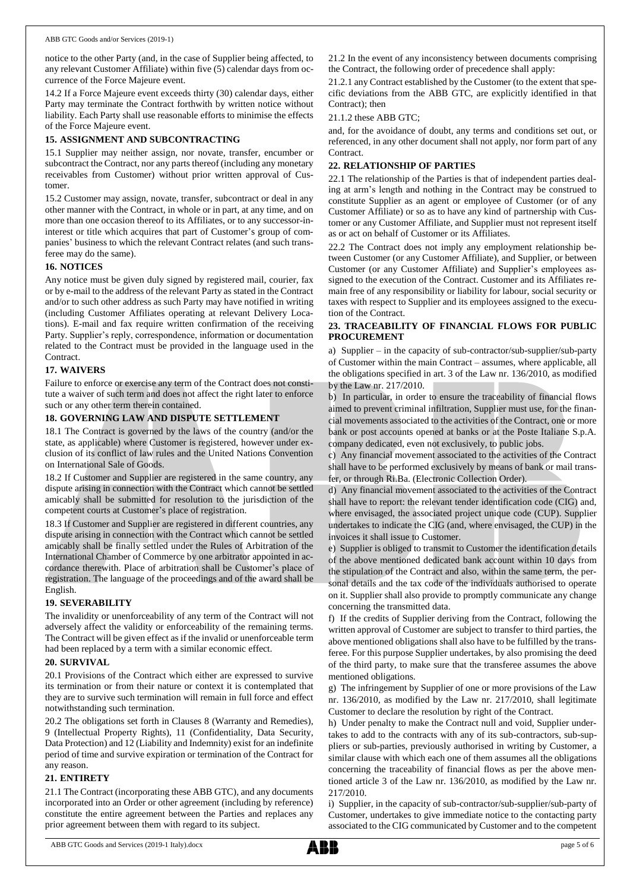notice to the other Party (and, in the case of Supplier being affected, to any relevant Customer Affiliate) within five (5) calendar days from occurrence of the Force Majeure event.

14.2 If a Force Majeure event exceeds thirty (30) calendar days, either Party may terminate the Contract forthwith by written notice without liability. Each Party shall use reasonable efforts to minimise the effects of the Force Majeure event.

## 15. ASSIGNMENT AND SUBCONTRACTING

15.1 Supplier may neither assign, nor novate, transfer, encumber or subcontract the Contract, nor any parts thereof (including any monetary receivables from Customer) without prior written approval of Customer.

15.2 Customer may assign, novate, transfer, subcontract or deal in any other manner with the Contract, in whole or in part, at any time, and on more than one occasion thereof to its Affiliates, or to any successor-in-interest or title which acquires that part of Customer's group of companies' business to which the relevant Contract relates (and such transferee may do the same).

## 16. NOTICES

Any notice must be given duly signed by registered mail, courier, fax or by e-mail to the address of the relevant Party as stated in the Contract and/or to such other address as such Party may have notified in writing (including Customer Affiliates operating at relevant Delivery Locations). E-mail and fax require written confirmation of the receiving Party. Supplier's reply, correspondence, information or documentation related to the Contract must be provided in the language used in the Contract.

## 17. WAIVERS

Failure to enforce or exercise any term of the Contract does not constitute a waiver of such term and does not affect the right later to enforce such or any other term therein contained.

## 18. GOVERNING LAW AND DISPUTE SETTLEMENT

18.1 The Contract is governed by the laws of the country (and/or the state, as applicable) where Customer is registered, however under exclusion of its conflict of law rules and the United Nations Convention on International Sale of Goods.

18.2 If Customer and Supplier are registered in the same country, any dispute arising in connection with the Contract which cannot be settled amicably shall be submitted for resolution to the jurisdiction of the competent courts at Customer's place of registration.

18.3 If Customer and Supplier are registered in different countries, any dispute arising in connection with the Contract which cannot be settled amicably shall be finally settled under the Rules of Arbitration of the International Chamber of Commerce by one arbitrator appointed in accordance therewith. Place of arbitration shall be Customer's place of registration. The language of the proceedings and of the award shall be English.

## 19. SEVERABILITY

The invalidity or unenforceability of any term of the Contract will not adversely affect the validity or enforceability of the remaining terms. The Contract will be given effect as if the invalid or unenforceable term had been replaced by a term with a similar economic effect.

## 20. SURVIVAL

20.1 Provisions of the Contract which either are expressed to survive its termination or from their nature or context it is contemplated that they are to survive such termination will remain in full force and effect notwithstanding such termination.

20.2 The obligations set forth in Clauses 8 (Warranty and Remedies), 9 (Intellectual Property Rights), 11 (Confidentiality, Data Security, Data Protection) and 12 (Liability and Indemnity) exist for an indefinite period of time and survive expiration or termination of the Contract for any reason.

## 21. ENTIRETY

21.1 The Contract (incorporating these ABB GTC), and any documents incorporated into an Order or other agreement (including by reference) constitute the entire agreement between the Parties and replaces any prior agreement between them with regard to its subject.

21.2 In the event of any inconsistency between documents comprising the Contract, the following order of precedence shall apply:

21.2.1 any Contract established by the Customer (to the extent that specific deviations from the ABB GTC, are explicitly identified in that Contract); then

21.1.2 these ABB GTC;

and, for the avoidance of doubt, any terms and conditions set out, or referenced, in any other document shall not apply, nor form part of any Contract.

## 22. RELATIONSHIP OF PARTIES

22.1 The relationship of the Parties is that of independent parties dealing at arm's length and nothing in the Contract may be construed to constitute Supplier as an agent or employee of Customer (or of any Customer Affiliate) or so as to have any kind of partnership with Customer or any Customer Affiliate, and Supplier must not represent itself as or act on behalf of Customer or its Affiliates.

22.2 The Contract does not imply any employment relationship between Customer (or any Customer Affiliate), and Supplier, or between Customer (or any Customer Affiliate) and Supplier's employees assigned to the execution of the Contract. Customer and its Affiliates remain free of any responsibility or liability for labour, social security or taxes with respect to Supplier and its employees assigned to the execution of the Contract.

## 23. TRACEABILITY OF FINANCIAL FLOWS FOR PUBLIC PROCUREMENT

a) Supplier – in the capacity of sub-contractor/sub-supplier/sub-party of Customer within the main Contract – assumes, where applicable, all the obligations specified in art. 3 of the Law nr. 136/2010, as modified by the Law nr. 217/2010.

b) In particular, in order to ensure the traceability of financial flows aimed to prevent criminal infiltration, Supplier must use, for the financial movements associated to the activities of the Contract, one or more bank or post accounts opened at banks or at the Poste Italiane S.p.A. company dedicated, even not exclusively, to public jobs.

c) Any financial movement associated to the activities of the Contract shall have to be performed exclusively by means of bank or mail transfer, or through Ri.Ba. (Electronic Collection Order).

d) Any financial movement associated to the activities of the Contract shall have to report: the relevant tender identification code (CIG) and, where envisaged, the associated project unique code (CUP). Supplier undertakes to indicate the CIG (and, where envisaged, the CUP) in the invoices it shall issue to Customer.

e) Supplier is obliged to transmit to Customer the identification details of the above mentioned dedicated bank account within 10 days from the stipulation of the Contract and also, within the same term, the personal details and the tax code of the individuals authorised to operate on it. Supplier shall also provide to promptly communicate any change concerning the transmitted data.

f) If the credits of Supplier deriving from the Contract, following the written approval of Customer are subject to transfer to third parties, the above mentioned obligations shall also have to be fulfilled by the transferee. For this purpose Supplier undertakes, by also promising the deed of the third party, to make sure that the transferee assumes the above mentioned obligations.

g) The infringement by Supplier of one or more provisions of the Law nr. 136/2010, as modified by the Law nr. 217/2010, shall legitimate Customer to declare the resolution by right of the Contract.

h) Under penalty to make the Contract null and void, Supplier undertakes to add to the contracts with any of its sub-contractors, sub-suppliers or sub-parties, previously authorised in writing by Customer, a similar clause with which each one of them assumes all the obligations concerning the traceability of financial flows as per the above mentioned article 3 of the Law nr. 136/2010, as modified by the Law nr. 217/2010.

i) Supplier, in the capacity of sub-contractor/sub-supplier/sub-party of Customer, undertakes to give immediate notice to the contacting party associated to the CIG communicated by Customer and to the competent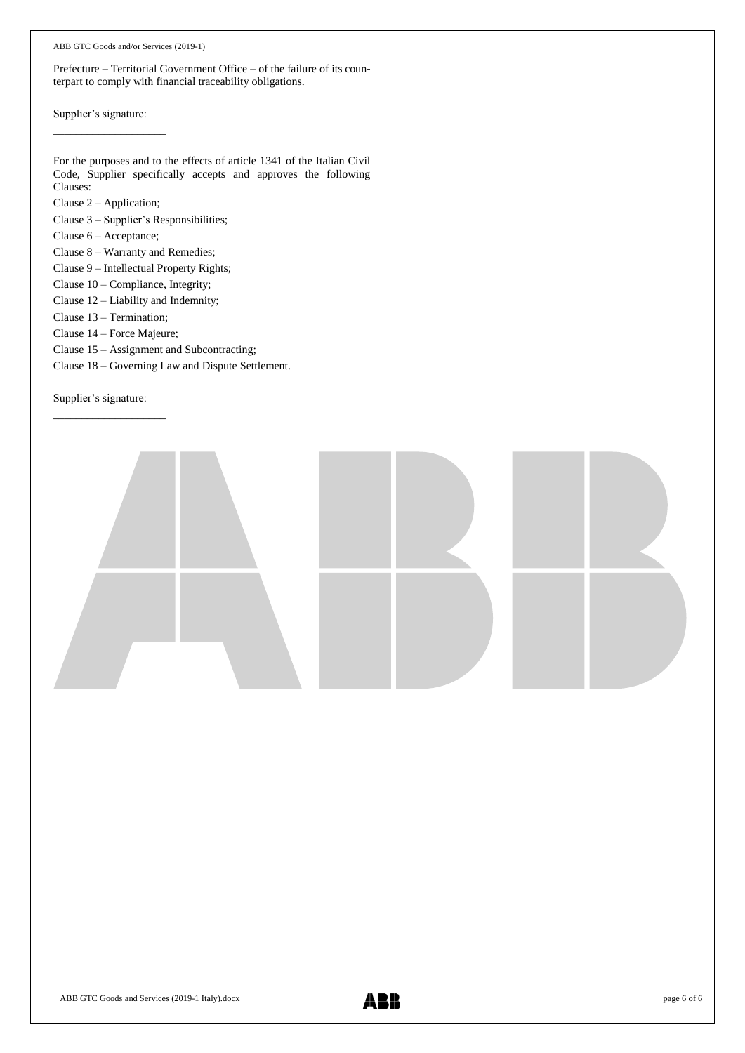Prefecture – Territorial Government Office – of the failure of its counterpart to comply with financial traceability obligations.

Supplier's signature:

\_\_\_\_\_\_\_\_\_\_\_\_\_\_\_\_\_\_\_\_

For the purposes and to the effects of article 1341 of the Italian Civil Code, Supplier specifically accepts and approves the following Clauses:

Clause 2 – Application;

Clause 3 – Supplier's Responsibilities;

Clause 6 – Acceptance;

Clause 8 – Warranty and Remedies;

Clause 9 – Intellectual Property Rights;

Clause 10 – Compliance, Integrity;

Clause 12 – Liability and Indemnity;

Clause 13 – Termination;

Clause 14 – Force Majeure;

Clause 15 – Assignment and Subcontracting;

Clause 18 – Governing Law and Dispute Settlement.

Supplier's signature:

\_\_\_\_\_\_\_\_\_\_\_\_\_\_\_\_\_\_\_\_